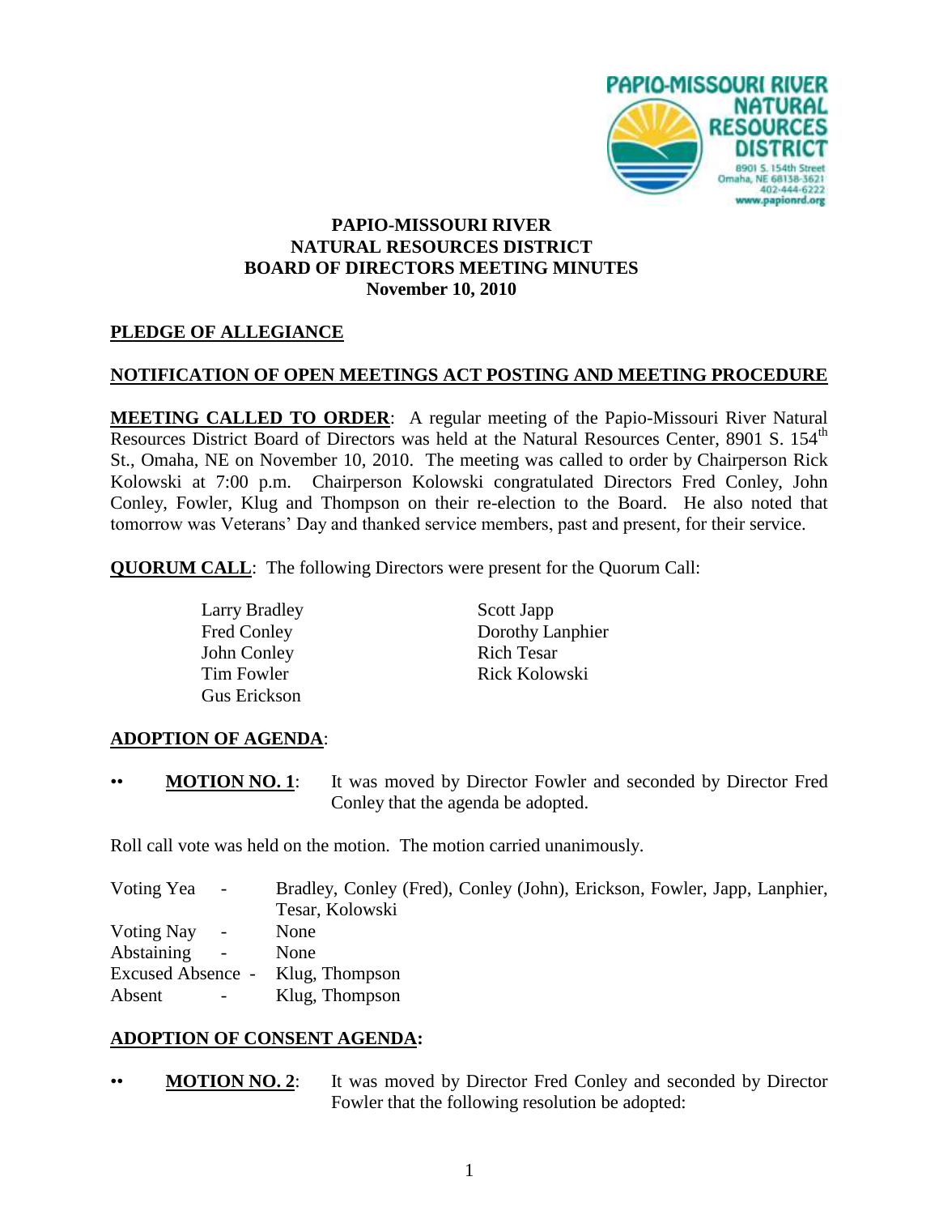PAPIO-MISSOURI RIVER
NATURAL RESOURCES DISTRICT
8901 S. 154th Street
Omaha, NE 68138-3621
402-444-6222
www.papionrd.org

# PAPIO-MISSOURI RIVER NATURAL RESOURCES DISTRICT BOARD OF DIRECTORS MEETING MINUTES

**November 10, 2010**

## PLEDGE OF ALLEGIANCE

## NOTIFICATION OF OPEN MEETINGS ACT POSTING AND MEETING PROCEDURE

**MEETING CALLED TO ORDER**: A regular meeting of the Papio-Missouri River Natural Resources District Board of Directors was held at the Natural Resources Center, 8901 S. 154th St., Omaha, NE on November 10, 2010. The meeting was called to order by Chairperson Rick Kolowski at 7:00 p.m. Chairperson Kolowski congratulated Directors Fred Conley, John Conley, Fowler, Klug and Thompson on their re-election to the Board. He also noted that tomorrow was Veterans' Day and thanked service members, past and present, for their service.

**QUORUM CALL**: The following Directors were present for the Quorum Call:

| | |
|---|---|
| Larry Bradley | Scott Japp |
| Fred Conley | Dorothy Lanphier |
| John Conley | Rich Tesar |
| Tim Fowler | Rick Kolowski |
| Gus Erickson | |

## ADOPTION OF AGENDA:

•• **MOTION NO. 1**: It was moved by Director Fowler and seconded by Director Fred Conley that the agenda be adopted.

Roll call vote was held on the motion. The motion carried unanimously.

| | | |
|---|---|---|
| Voting Yea | - | Bradley, Conley (Fred), Conley (John), Erickson, Fowler, Japp, Lanphier, Tesar, Kolowski |
| Voting Nay | - | None |
| Abstaining | - | None |
| Excused Absence | - | Klug, Thompson |
| Absent | - | Klug, Thompson |

## ADOPTION OF CONSENT AGENDA:

•• **MOTION NO. 2**: It was moved by Director Fred Conley and seconded by Director Fowler that the following resolution be adopted: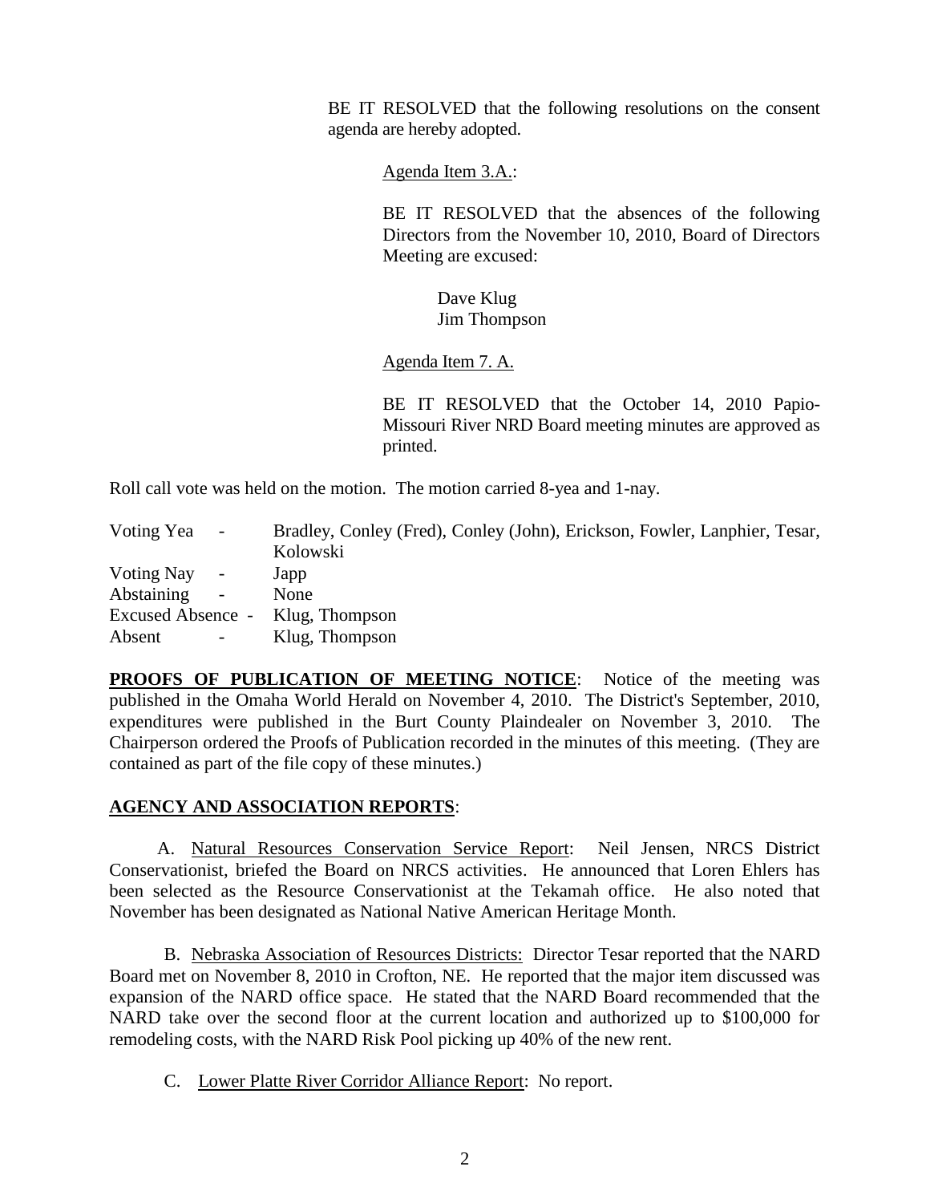BE IT RESOLVED that the following resolutions on the consent agenda are hereby adopted.

Agenda Item 3.A.:

BE IT RESOLVED that the absences of the following Directors from the November 10, 2010, Board of Directors Meeting are excused:

Dave Klug
Jim Thompson

Agenda Item 7. A.

BE IT RESOLVED that the October 14, 2010 Papio-Missouri River NRD Board meeting minutes are approved as printed.

Roll call vote was held on the motion. The motion carried 8-yea and 1-nay.

| | | |
|---|---|---|
| Voting Yea | - | Bradley, Conley (Fred), Conley (John), Erickson, Fowler, Lanphier, Tesar, Kolowski |
| Voting Nay | - | Japp |
| Abstaining | - | None |
| Excused Absence | - | Klug, Thompson |
| Absent | - | Klug, Thompson |

**PROOFS OF PUBLICATION OF MEETING NOTICE**: Notice of the meeting was published in the Omaha World Herald on November 4, 2010. The District's September, 2010, expenditures were published in the Burt County Plaindealer on November 3, 2010. The Chairperson ordered the Proofs of Publication recorded in the minutes of this meeting. (They are contained as part of the file copy of these minutes.)

**AGENCY AND ASSOCIATION REPORTS**:

A. Natural Resources Conservation Service Report: Neil Jensen, NRCS District Conservationist, briefed the Board on NRCS activities. He announced that Loren Ehlers has been selected as the Resource Conservationist at the Tekamah office. He also noted that November has been designated as National Native American Heritage Month.

B. Nebraska Association of Resources Districts: Director Tesar reported that the NARD Board met on November 8, 2010 in Crofton, NE. He reported that the major item discussed was expansion of the NARD office space. He stated that the NARD Board recommended that the NARD take over the second floor at the current location and authorized up to $100,000 for remodeling costs, with the NARD Risk Pool picking up 40% of the new rent.

C. Lower Platte River Corridor Alliance Report: No report.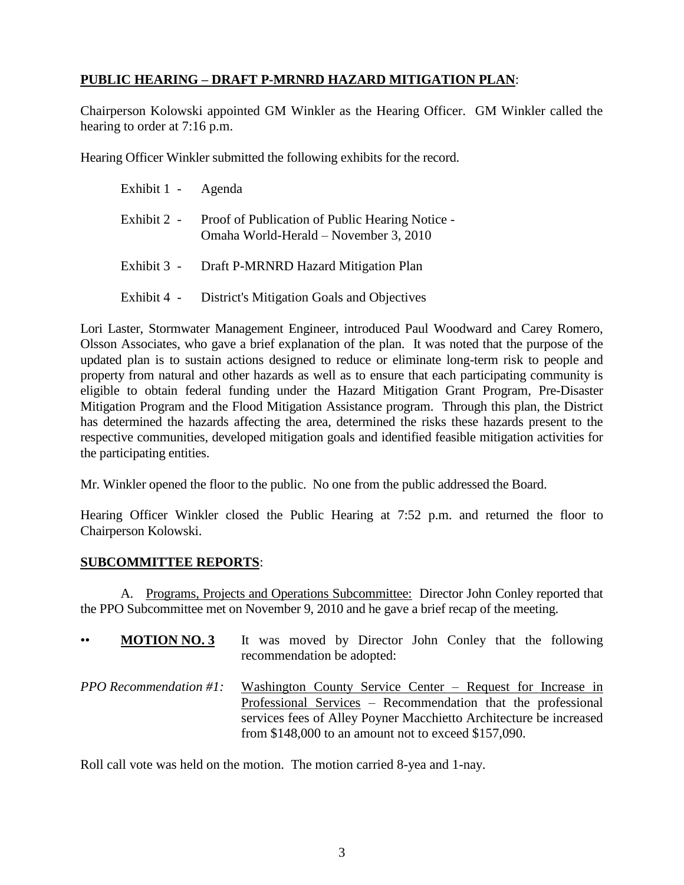**PUBLIC HEARING – DRAFT P-MRNRD HAZARD MITIGATION PLAN**:

Chairperson Kolowski appointed GM Winkler as the Hearing Officer. GM Winkler called the hearing to order at 7:16 p.m.

Hearing Officer Winkler submitted the following exhibits for the record.

Exhibit 1 - Agenda

Exhibit 2 - Proof of Publication of Public Hearing Notice - Omaha World-Herald – November 3, 2010

Exhibit 3 - Draft P-MRNRD Hazard Mitigation Plan

Exhibit 4 - District's Mitigation Goals and Objectives

Lori Laster, Stormwater Management Engineer, introduced Paul Woodward and Carey Romero, Olsson Associates, who gave a brief explanation of the plan. It was noted that the purpose of the updated plan is to sustain actions designed to reduce or eliminate long-term risk to people and property from natural and other hazards as well as to ensure that each participating community is eligible to obtain federal funding under the Hazard Mitigation Grant Program, Pre-Disaster Mitigation Program and the Flood Mitigation Assistance program. Through this plan, the District has determined the hazards affecting the area, determined the risks these hazards present to the respective communities, developed mitigation goals and identified feasible mitigation activities for the participating entities.

Mr. Winkler opened the floor to the public. No one from the public addressed the Board.

Hearing Officer Winkler closed the Public Hearing at 7:52 p.m. and returned the floor to Chairperson Kolowski.

**SUBCOMMITTEE REPORTS**:

A. Programs, Projects and Operations Subcommittee: Director John Conley reported that the PPO Subcommittee met on November 9, 2010 and he gave a brief recap of the meeting.

•• **MOTION NO. 3** It was moved by Director John Conley that the following recommendation be adopted:

*PPO Recommendation #1:* Washington County Service Center – Request for Increase in Professional Services – Recommendation that the professional services fees of Alley Poyner Macchietto Architecture be increased from $148,000 to an amount not to exceed $157,090.

Roll call vote was held on the motion. The motion carried 8-yea and 1-nay.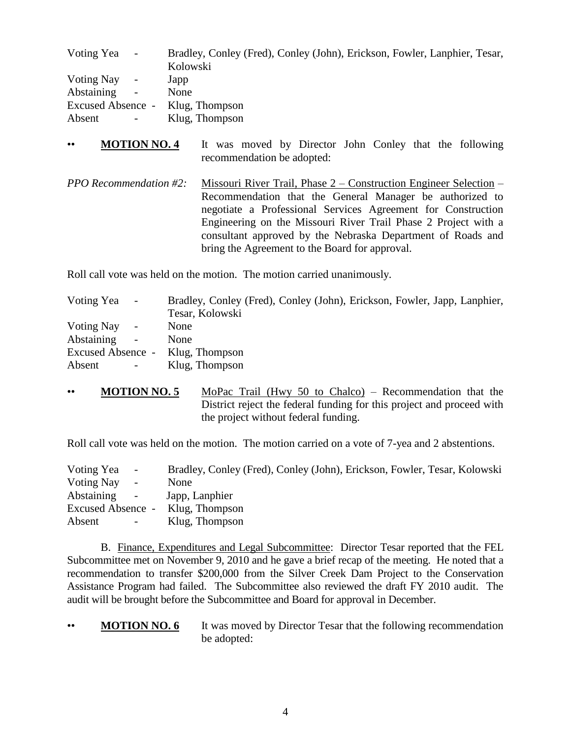Voting Yea - Bradley, Conley (Fred), Conley (John), Erickson, Fowler, Lanphier, Tesar, Kolowski
Voting Nay - Japp
Abstaining - None
Excused Absence - Klug, Thompson
Absent - Klug, Thompson

•• **MOTION NO. 4** It was moved by Director John Conley that the following recommendation be adopted:

*PPO Recommendation #2:* Missouri River Trail, Phase 2 – Construction Engineer Selection – Recommendation that the General Manager be authorized to negotiate a Professional Services Agreement for Construction Engineering on the Missouri River Trail Phase 2 Project with a consultant approved by the Nebraska Department of Roads and bring the Agreement to the Board for approval.

Roll call vote was held on the motion. The motion carried unanimously.

Voting Yea - Bradley, Conley (Fred), Conley (John), Erickson, Fowler, Japp, Lanphier, Tesar, Kolowski
Voting Nay - None
Abstaining - None
Excused Absence - Klug, Thompson
Absent - Klug, Thompson

•• **MOTION NO. 5** MoPac Trail (Hwy 50 to Chalco) – Recommendation that the District reject the federal funding for this project and proceed with the project without federal funding.

Roll call vote was held on the motion. The motion carried on a vote of 7-yea and 2 abstentions.

Voting Yea - Bradley, Conley (Fred), Conley (John), Erickson, Fowler, Tesar, Kolowski
Voting Nay - None
Abstaining - Japp, Lanphier
Excused Absence - Klug, Thompson
Absent - Klug, Thompson

B. Finance, Expenditures and Legal Subcommittee: Director Tesar reported that the FEL Subcommittee met on November 9, 2010 and he gave a brief recap of the meeting. He noted that a recommendation to transfer $200,000 from the Silver Creek Dam Project to the Conservation Assistance Program had failed. The Subcommittee also reviewed the draft FY 2010 audit. The audit will be brought before the Subcommittee and Board for approval in December.

•• **MOTION NO. 6** It was moved by Director Tesar that the following recommendation be adopted: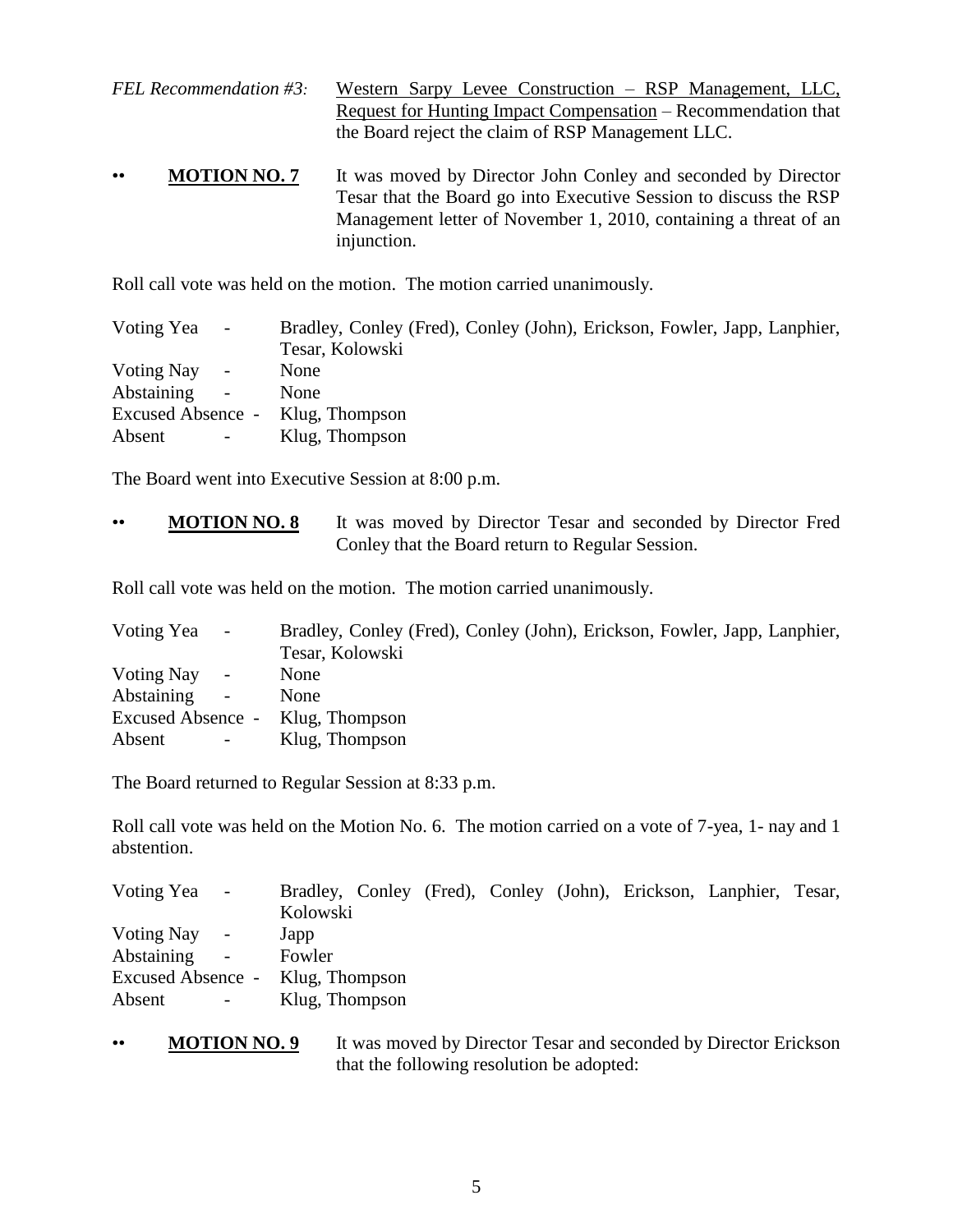*FEL Recommendation #3:* Western Sarpy Levee Construction – RSP Management, LLC, Request for Hunting Impact Compensation – Recommendation that the Board reject the claim of RSP Management LLC.

•• **MOTION NO. 7** It was moved by Director John Conley and seconded by Director Tesar that the Board go into Executive Session to discuss the RSP Management letter of November 1, 2010, containing a threat of an injunction.

Roll call vote was held on the motion. The motion carried unanimously.

| | |
|---|---|
| Voting Yea - | Bradley, Conley (Fred), Conley (John), Erickson, Fowler, Japp, Lanphier, Tesar, Kolowski |
| Voting Nay - | None |
| Abstaining - | None |
| Excused Absence - | Klug, Thompson |
| Absent - | Klug, Thompson |

The Board went into Executive Session at 8:00 p.m.

•• **MOTION NO. 8** It was moved by Director Tesar and seconded by Director Fred Conley that the Board return to Regular Session.

Roll call vote was held on the motion. The motion carried unanimously.

| | |
|---|---|
| Voting Yea - | Bradley, Conley (Fred), Conley (John), Erickson, Fowler, Japp, Lanphier, Tesar, Kolowski |
| Voting Nay - | None |
| Abstaining - | None |
| Excused Absence - | Klug, Thompson |
| Absent - | Klug, Thompson |

The Board returned to Regular Session at 8:33 p.m.

Roll call vote was held on the Motion No. 6. The motion carried on a vote of 7-yea, 1- nay and 1 abstention.

| | |
|---|---|
| Voting Yea - | Bradley, Conley (Fred), Conley (John), Erickson, Lanphier, Tesar, Kolowski |
| Voting Nay - | Japp |
| Abstaining - | Fowler |
| Excused Absence - | Klug, Thompson |
| Absent - | Klug, Thompson |

•• **MOTION NO. 9** It was moved by Director Tesar and seconded by Director Erickson that the following resolution be adopted: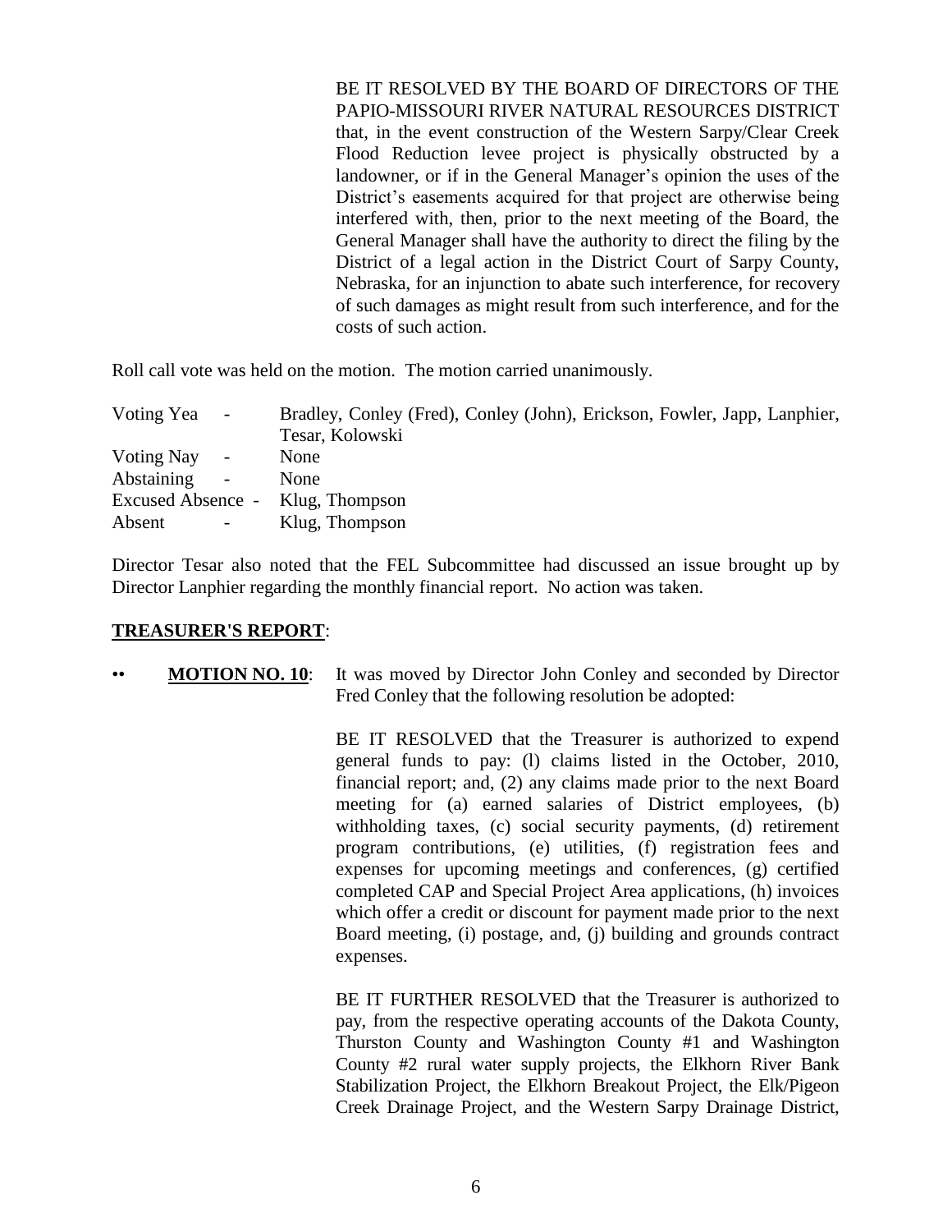BE IT RESOLVED BY THE BOARD OF DIRECTORS OF THE PAPIO-MISSOURI RIVER NATURAL RESOURCES DISTRICT that, in the event construction of the Western Sarpy/Clear Creek Flood Reduction levee project is physically obstructed by a landowner, or if in the General Manager's opinion the uses of the District's easements acquired for that project are otherwise being interfered with, then, prior to the next meeting of the Board, the General Manager shall have the authority to direct the filing by the District of a legal action in the District Court of Sarpy County, Nebraska, for an injunction to abate such interference, for recovery of such damages as might result from such interference, and for the costs of such action.

Roll call vote was held on the motion. The motion carried unanimously.

| | | |
|---|---|---|
| Voting Yea | - | Bradley, Conley (Fred), Conley (John), Erickson, Fowler, Japp, Lanphier, Tesar, Kolowski |
| Voting Nay | - | None |
| Abstaining | - | None |
| Excused Absence | - | Klug, Thompson |
| Absent | - | Klug, Thompson |

Director Tesar also noted that the FEL Subcommittee had discussed an issue brought up by Director Lanphier regarding the monthly financial report. No action was taken.

**TREASURER'S REPORT**:

•• **MOTION NO. 10**: It was moved by Director John Conley and seconded by Director Fred Conley that the following resolution be adopted:

BE IT RESOLVED that the Treasurer is authorized to expend general funds to pay: (l) claims listed in the October, 2010, financial report; and, (2) any claims made prior to the next Board meeting for (a) earned salaries of District employees, (b) withholding taxes, (c) social security payments, (d) retirement program contributions, (e) utilities, (f) registration fees and expenses for upcoming meetings and conferences, (g) certified completed CAP and Special Project Area applications, (h) invoices which offer a credit or discount for payment made prior to the next Board meeting, (i) postage, and, (j) building and grounds contract expenses.

BE IT FURTHER RESOLVED that the Treasurer is authorized to pay, from the respective operating accounts of the Dakota County, Thurston County and Washington County #1 and Washington County #2 rural water supply projects, the Elkhorn River Bank Stabilization Project, the Elkhorn Breakout Project, the Elk/Pigeon Creek Drainage Project, and the Western Sarpy Drainage District,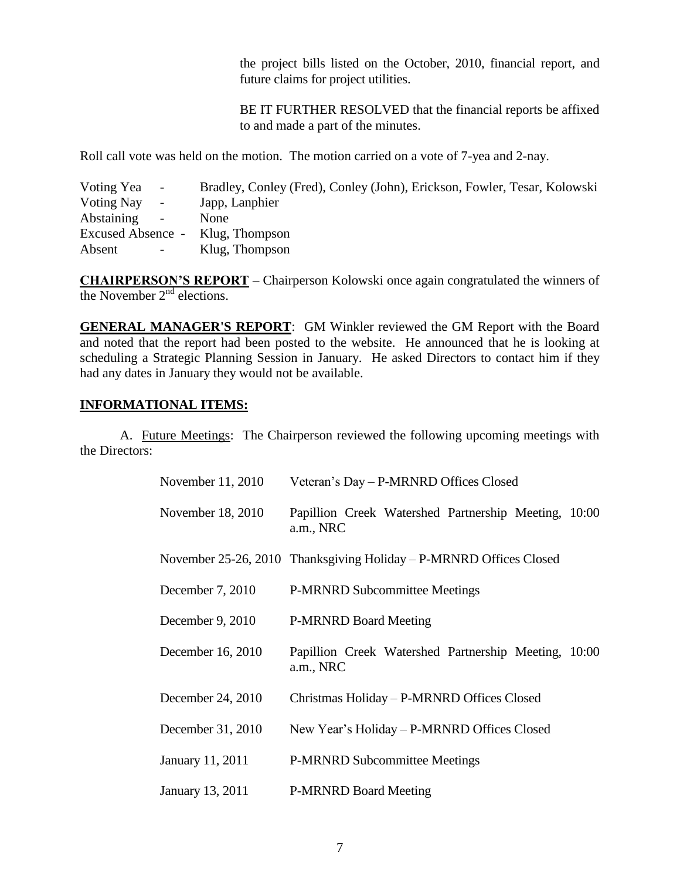the project bills listed on the October, 2010, financial report, and future claims for project utilities.

BE IT FURTHER RESOLVED that the financial reports be affixed to and made a part of the minutes.

Roll call vote was held on the motion. The motion carried on a vote of 7-yea and 2-nay.

| | |
|---|---|
| Voting Yea - | Bradley, Conley (Fred), Conley (John), Erickson, Fowler, Tesar, Kolowski |
| Voting Nay - | Japp, Lanphier |
| Abstaining - | None |
| Excused Absence - | Klug, Thompson |
| Absent - | Klug, Thompson |

**CHAIRPERSON'S REPORT** – Chairperson Kolowski once again congratulated the winners of the November 2nd elections.

**GENERAL MANAGER'S REPORT**: GM Winkler reviewed the GM Report with the Board and noted that the report had been posted to the website. He announced that he is looking at scheduling a Strategic Planning Session in January. He asked Directors to contact him if they had any dates in January they would not be available.

**INFORMATIONAL ITEMS:**

A. Future Meetings: The Chairperson reviewed the following upcoming meetings with the Directors:

| | |
|---|---|
| November 11, 2010 | Veteran's Day – P-MRNRD Offices Closed |
| November 18, 2010 | Papillion Creek Watershed Partnership Meeting, 10:00 a.m., NRC |
| November 25-26, 2010 | Thanksgiving Holiday – P-MRNRD Offices Closed |
| December 7, 2010 | P-MRNRD Subcommittee Meetings |
| December 9, 2010 | P-MRNRD Board Meeting |
| December 16, 2010 | Papillion Creek Watershed Partnership Meeting, 10:00 a.m., NRC |
| December 24, 2010 | Christmas Holiday – P-MRNRD Offices Closed |
| December 31, 2010 | New Year's Holiday – P-MRNRD Offices Closed |
| January 11, 2011 | P-MRNRD Subcommittee Meetings |
| January 13, 2011 | P-MRNRD Board Meeting |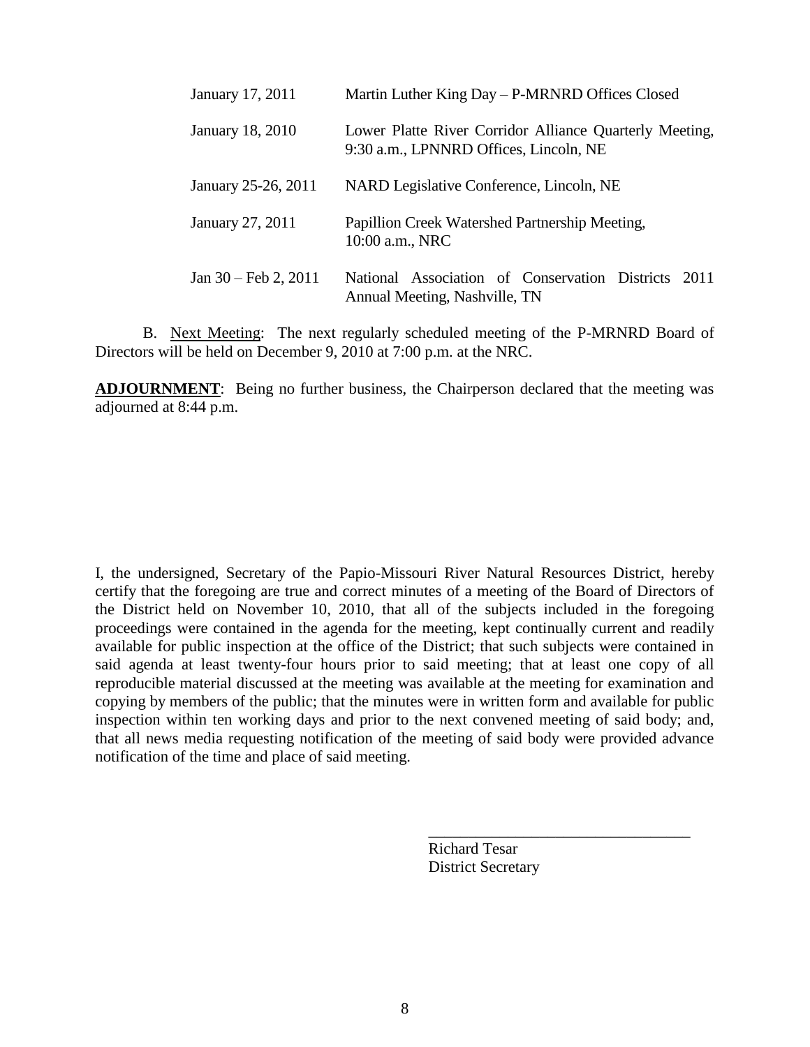| | |
|---|---|
| January 17, 2011 | Martin Luther King Day – P-MRNRD Offices Closed |
| January 18, 2010 | Lower Platte River Corridor Alliance Quarterly Meeting, 9:30 a.m., LPNNRD Offices, Lincoln, NE |
| January 25-26, 2011 | NARD Legislative Conference, Lincoln, NE |
| January 27, 2011 | Papillion Creek Watershed Partnership Meeting, 10:00 a.m., NRC |
| Jan 30 – Feb 2, 2011 | National Association of Conservation Districts 2011 Annual Meeting, Nashville, TN |

B. Next Meeting: The next regularly scheduled meeting of the P-MRNRD Board of Directors will be held on December 9, 2010 at 7:00 p.m. at the NRC.

**ADJOURNMENT**: Being no further business, the Chairperson declared that the meeting was adjourned at 8:44 p.m.

I, the undersigned, Secretary of the Papio-Missouri River Natural Resources District, hereby certify that the foregoing are true and correct minutes of a meeting of the Board of Directors of the District held on November 10, 2010, that all of the subjects included in the foregoing proceedings were contained in the agenda for the meeting, kept continually current and readily available for public inspection at the office of the District; that such subjects were contained in said agenda at least twenty-four hours prior to said meeting; that at least one copy of all reproducible material discussed at the meeting was available at the meeting for examination and copying by members of the public; that the minutes were in written form and available for public inspection within ten working days and prior to the next convened meeting of said body; and, that all news media requesting notification of the meeting of said body were provided advance notification of the time and place of said meeting.

\_\_\_\_\_\_\_\_\_\_\_\_\_\_\_\_\_\_\_\_\_\_\_\_\_\_\_\_\_\_\_\_

Richard Tesar
District Secretary